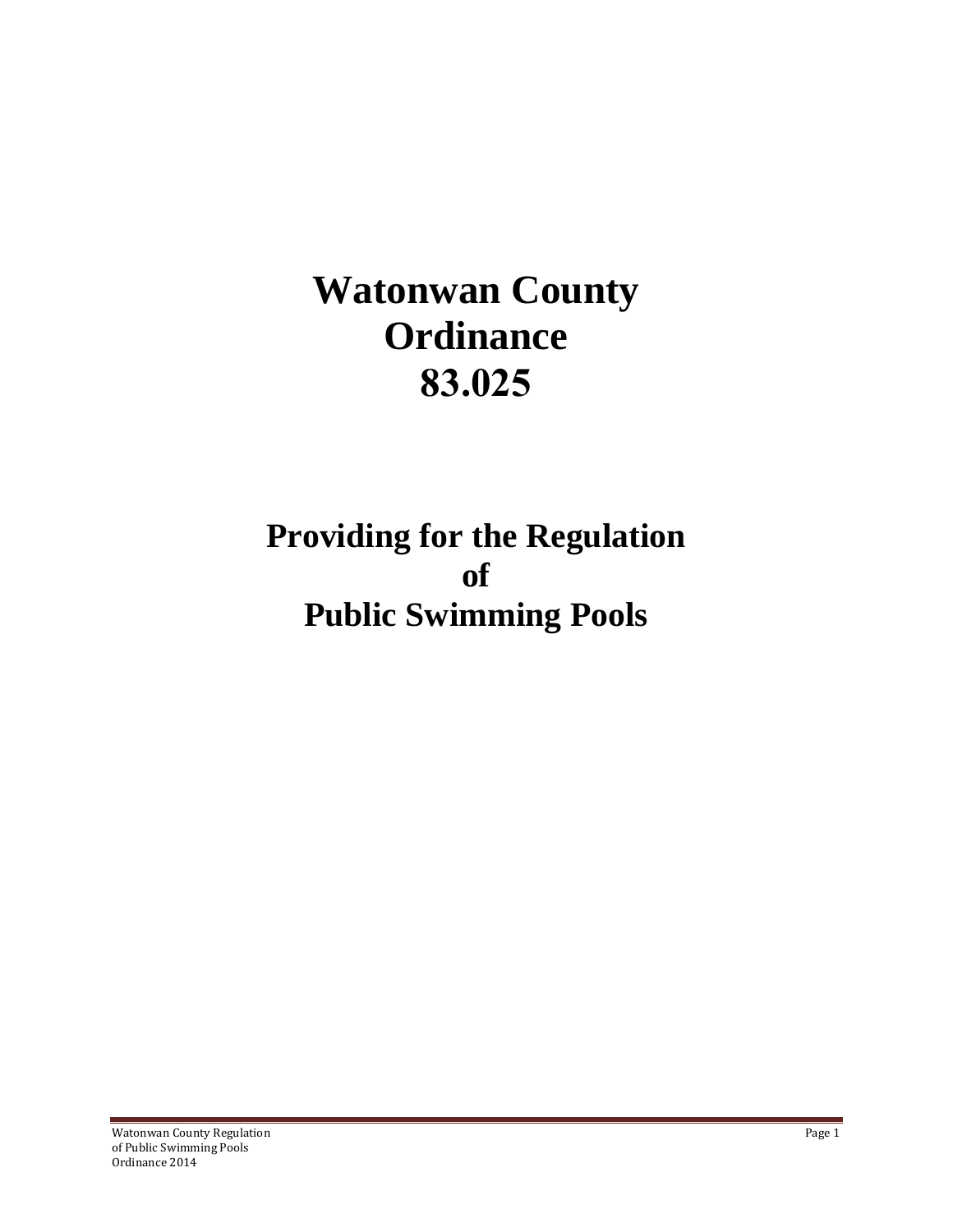# Watonwan County Ordinance 83.025

## Providing for the Regulation of Public Swimming Pools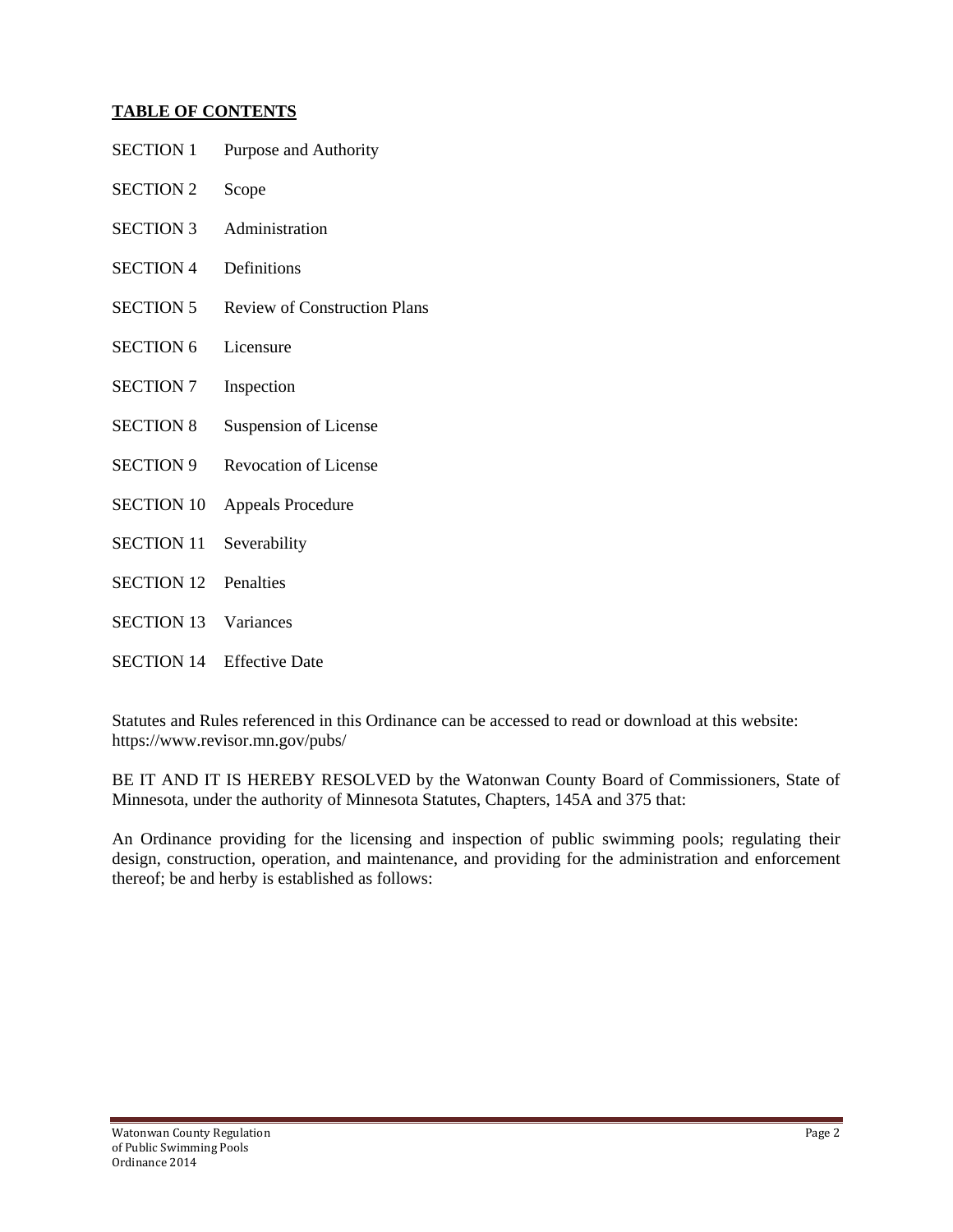**TABLE OF CONTENTS**

| | |
|---|---|
| SECTION 1 | Purpose and Authority |
| SECTION 2 | Scope |
| SECTION 3 | Administration |
| SECTION 4 | Definitions |
| SECTION 5 | Review of Construction Plans |
| SECTION 6 | Licensure |
| SECTION 7 | Inspection |
| SECTION 8 | Suspension of License |
| SECTION 9 | Revocation of License |
| SECTION 10 | Appeals Procedure |
| SECTION 11 | Severability |
| SECTION 12 | Penalties |
| SECTION 13 | Variances |
| SECTION 14 | Effective Date |

Statutes and Rules referenced in this Ordinance can be accessed to read or download at this website: https://www.revisor.mn.gov/pubs/

BE IT AND IT IS HEREBY RESOLVED by the Watonwan County Board of Commissioners, State of Minnesota, under the authority of Minnesota Statutes, Chapters, 145A and 375 that:

An Ordinance providing for the licensing and inspection of public swimming pools; regulating their design, construction, operation, and maintenance, and providing for the administration and enforcement thereof; be and herby is established as follows: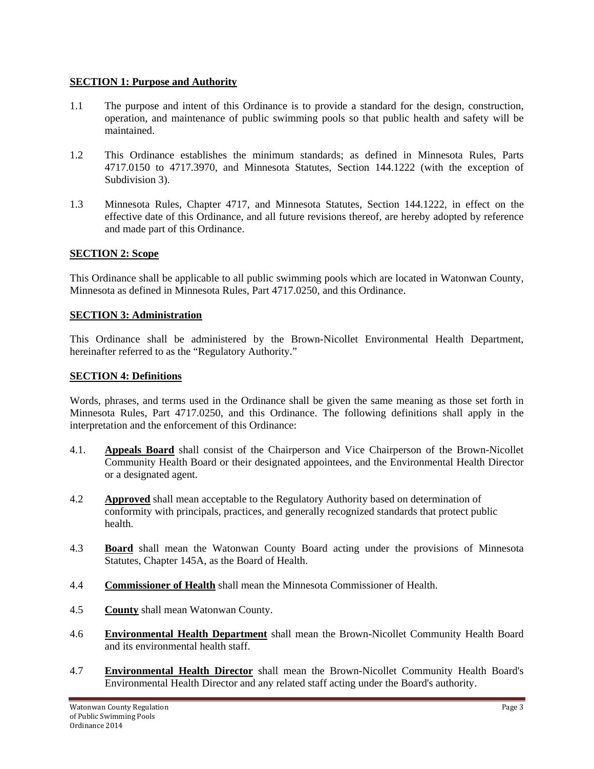## SECTION 1: Purpose and Authority

1.1 The purpose and intent of this Ordinance is to provide a standard for the design, construction, operation, and maintenance of public swimming pools so that public health and safety will be maintained.

1.2 This Ordinance establishes the minimum standards; as defined in Minnesota Rules, Parts 4717.0150 to 4717.3970, and Minnesota Statutes, Section 144.1222 (with the exception of Subdivision 3).

1.3 Minnesota Rules, Chapter 4717, and Minnesota Statutes, Section 144.1222, in effect on the effective date of this Ordinance, and all future revisions thereof, are hereby adopted by reference and made part of this Ordinance.

## SECTION 2: Scope

This Ordinance shall be applicable to all public swimming pools which are located in Watonwan County, Minnesota as defined in Minnesota Rules, Part 4717.0250, and this Ordinance.

## SECTION 3: Administration

This Ordinance shall be administered by the Brown-Nicollet Environmental Health Department, hereinafter referred to as the "Regulatory Authority."

## SECTION 4: Definitions

Words, phrases, and terms used in the Ordinance shall be given the same meaning as those set forth in Minnesota Rules, Part 4717.0250, and this Ordinance. The following definitions shall apply in the interpretation and the enforcement of this Ordinance:

4.1. **Appeals Board** shall consist of the Chairperson and Vice Chairperson of the Brown-Nicollet Community Health Board or their designated appointees, and the Environmental Health Director or a designated agent.

4.2 **Approved** shall mean acceptable to the Regulatory Authority based on determination of conformity with principals, practices, and generally recognized standards that protect public health.

4.3 **Board** shall mean the Watonwan County Board acting under the provisions of Minnesota Statutes, Chapter 145A, as the Board of Health.

4.4 **Commissioner of Health** shall mean the Minnesota Commissioner of Health.

4.5 **County** shall mean Watonwan County.

4.6 **Environmental Health Department** shall mean the Brown-Nicollet Community Health Board and its environmental health staff.

4.7 **Environmental Health Director** shall mean the Brown-Nicollet Community Health Board's Environmental Health Director and any related staff acting under the Board's authority.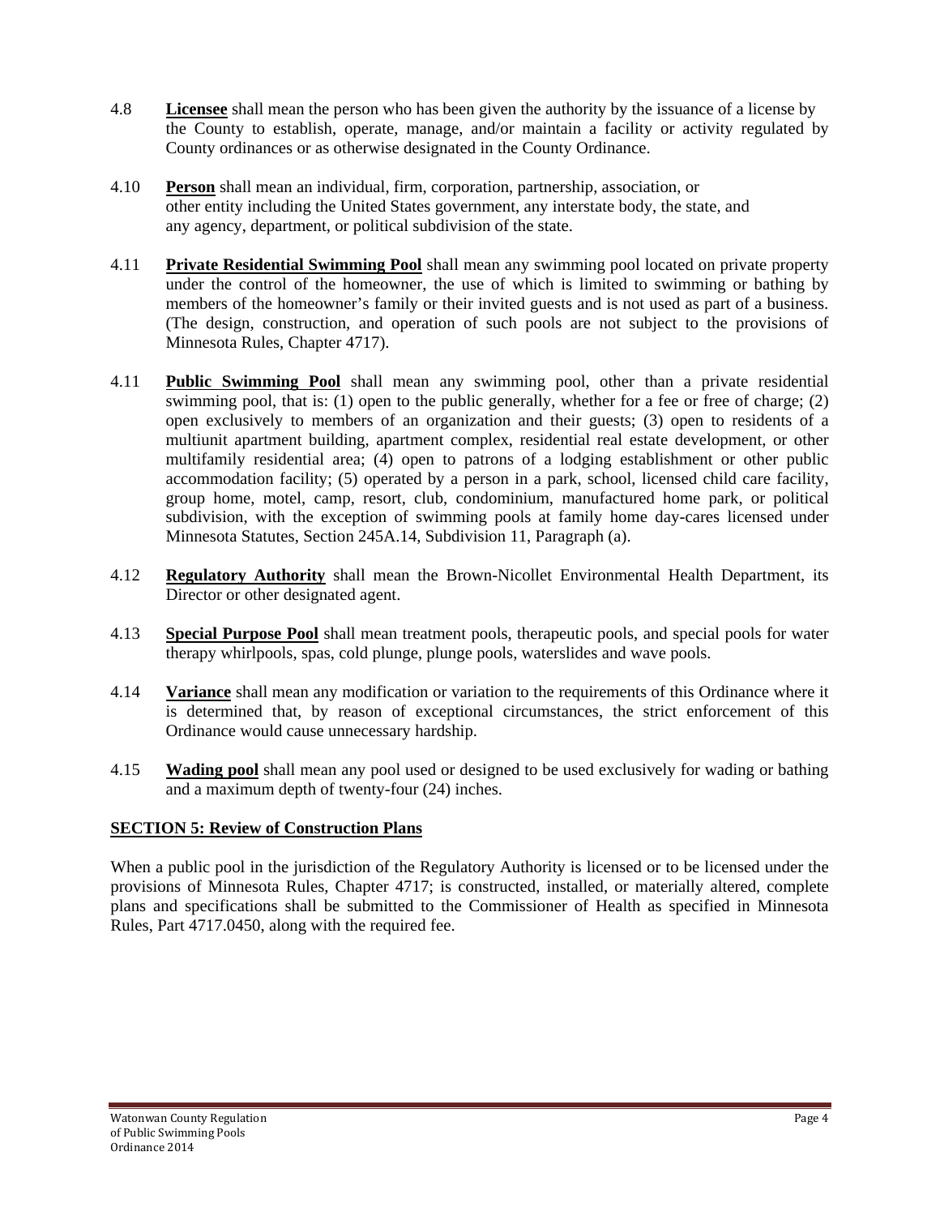4.8 **Licensee** shall mean the person who has been given the authority by the issuance of a license by the County to establish, operate, manage, and/or maintain a facility or activity regulated by County ordinances or as otherwise designated in the County Ordinance.

4.10 **Person** shall mean an individual, firm, corporation, partnership, association, or other entity including the United States government, any interstate body, the state, and any agency, department, or political subdivision of the state.

4.11 **Private Residential Swimming Pool** shall mean any swimming pool located on private property under the control of the homeowner, the use of which is limited to swimming or bathing by members of the homeowner's family or their invited guests and is not used as part of a business. (The design, construction, and operation of such pools are not subject to the provisions of Minnesota Rules, Chapter 4717).

4.11 **Public Swimming Pool** shall mean any swimming pool, other than a private residential swimming pool, that is: (1) open to the public generally, whether for a fee or free of charge; (2) open exclusively to members of an organization and their guests; (3) open to residents of a multiunit apartment building, apartment complex, residential real estate development, or other multifamily residential area; (4) open to patrons of a lodging establishment or other public accommodation facility; (5) operated by a person in a park, school, licensed child care facility, group home, motel, camp, resort, club, condominium, manufactured home park, or political subdivision, with the exception of swimming pools at family home day-cares licensed under Minnesota Statutes, Section 245A.14, Subdivision 11, Paragraph (a).

4.12 **Regulatory Authority** shall mean the Brown-Nicollet Environmental Health Department, its Director or other designated agent.

4.13 **Special Purpose Pool** shall mean treatment pools, therapeutic pools, and special pools for water therapy whirlpools, spas, cold plunge, plunge pools, waterslides and wave pools.

4.14 **Variance** shall mean any modification or variation to the requirements of this Ordinance where it is determined that, by reason of exceptional circumstances, the strict enforcement of this Ordinance would cause unnecessary hardship.

4.15 **Wading pool** shall mean any pool used or designed to be used exclusively for wading or bathing and a maximum depth of twenty-four (24) inches.

## SECTION 5: Review of Construction Plans

When a public pool in the jurisdiction of the Regulatory Authority is licensed or to be licensed under the provisions of Minnesota Rules, Chapter 4717; is constructed, installed, or materially altered, complete plans and specifications shall be submitted to the Commissioner of Health as specified in Minnesota Rules, Part 4717.0450, along with the required fee.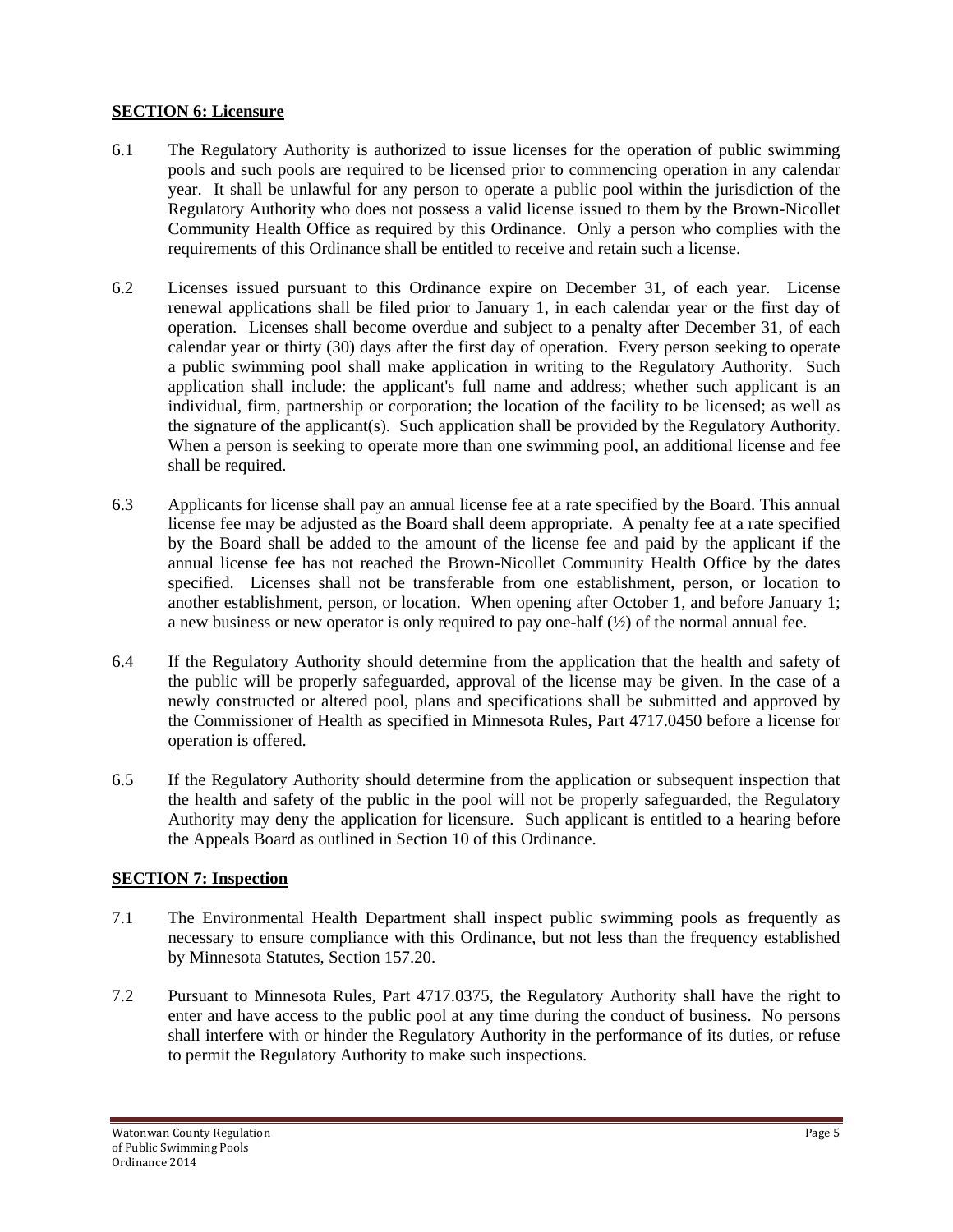## SECTION 6: Licensure

6.1 The Regulatory Authority is authorized to issue licenses for the operation of public swimming pools and such pools are required to be licensed prior to commencing operation in any calendar year. It shall be unlawful for any person to operate a public pool within the jurisdiction of the Regulatory Authority who does not possess a valid license issued to them by the Brown-Nicollet Community Health Office as required by this Ordinance. Only a person who complies with the requirements of this Ordinance shall be entitled to receive and retain such a license.

6.2 Licenses issued pursuant to this Ordinance expire on December 31, of each year. License renewal applications shall be filed prior to January 1, in each calendar year or the first day of operation. Licenses shall become overdue and subject to a penalty after December 31, of each calendar year or thirty (30) days after the first day of operation. Every person seeking to operate a public swimming pool shall make application in writing to the Regulatory Authority. Such application shall include: the applicant's full name and address; whether such applicant is an individual, firm, partnership or corporation; the location of the facility to be licensed; as well as the signature of the applicant(s). Such application shall be provided by the Regulatory Authority. When a person is seeking to operate more than one swimming pool, an additional license and fee shall be required.

6.3 Applicants for license shall pay an annual license fee at a rate specified by the Board. This annual license fee may be adjusted as the Board shall deem appropriate. A penalty fee at a rate specified by the Board shall be added to the amount of the license fee and paid by the applicant if the annual license fee has not reached the Brown-Nicollet Community Health Office by the dates specified. Licenses shall not be transferable from one establishment, person, or location to another establishment, person, or location. When opening after October 1, and before January 1; a new business or new operator is only required to pay one-half (½) of the normal annual fee.

6.4 If the Regulatory Authority should determine from the application that the health and safety of the public will be properly safeguarded, approval of the license may be given. In the case of a newly constructed or altered pool, plans and specifications shall be submitted and approved by the Commissioner of Health as specified in Minnesota Rules, Part 4717.0450 before a license for operation is offered.

6.5 If the Regulatory Authority should determine from the application or subsequent inspection that the health and safety of the public in the pool will not be properly safeguarded, the Regulatory Authority may deny the application for licensure. Such applicant is entitled to a hearing before the Appeals Board as outlined in Section 10 of this Ordinance.

## SECTION 7: Inspection

7.1 The Environmental Health Department shall inspect public swimming pools as frequently as necessary to ensure compliance with this Ordinance, but not less than the frequency established by Minnesota Statutes, Section 157.20.

7.2 Pursuant to Minnesota Rules, Part 4717.0375, the Regulatory Authority shall have the right to enter and have access to the public pool at any time during the conduct of business. No persons shall interfere with or hinder the Regulatory Authority in the performance of its duties, or refuse to permit the Regulatory Authority to make such inspections.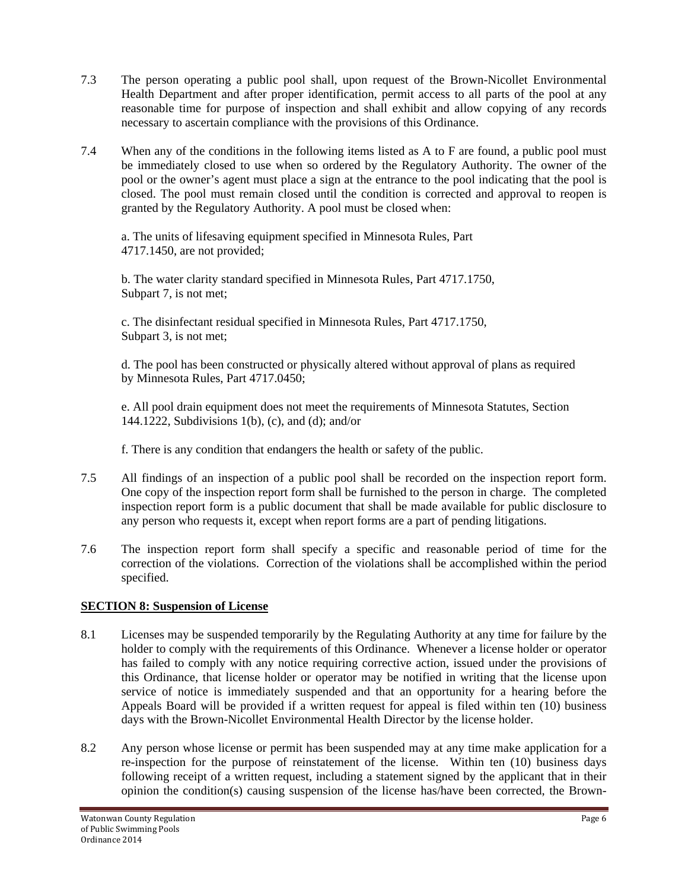7.3 The person operating a public pool shall, upon request of the Brown-Nicollet Environmental Health Department and after proper identification, permit access to all parts of the pool at any reasonable time for purpose of inspection and shall exhibit and allow copying of any records necessary to ascertain compliance with the provisions of this Ordinance.

7.4 When any of the conditions in the following items listed as A to F are found, a public pool must be immediately closed to use when so ordered by the Regulatory Authority. The owner of the pool or the owner's agent must place a sign at the entrance to the pool indicating that the pool is closed. The pool must remain closed until the condition is corrected and approval to reopen is granted by the Regulatory Authority. A pool must be closed when:

a. The units of lifesaving equipment specified in Minnesota Rules, Part 4717.1450, are not provided;

b. The water clarity standard specified in Minnesota Rules, Part 4717.1750, Subpart 7, is not met;

c. The disinfectant residual specified in Minnesota Rules, Part 4717.1750, Subpart 3, is not met;

d. The pool has been constructed or physically altered without approval of plans as required by Minnesota Rules, Part 4717.0450;

e. All pool drain equipment does not meet the requirements of Minnesota Statutes, Section 144.1222, Subdivisions 1(b), (c), and (d); and/or

f. There is any condition that endangers the health or safety of the public.

7.5 All findings of an inspection of a public pool shall be recorded on the inspection report form. One copy of the inspection report form shall be furnished to the person in charge. The completed inspection report form is a public document that shall be made available for public disclosure to any person who requests it, except when report forms are a part of pending litigations.

7.6 The inspection report form shall specify a specific and reasonable period of time for the correction of the violations. Correction of the violations shall be accomplished within the period specified.

## SECTION 8: Suspension of License

8.1 Licenses may be suspended temporarily by the Regulating Authority at any time for failure by the holder to comply with the requirements of this Ordinance. Whenever a license holder or operator has failed to comply with any notice requiring corrective action, issued under the provisions of this Ordinance, that license holder or operator may be notified in writing that the license upon service of notice is immediately suspended and that an opportunity for a hearing before the Appeals Board will be provided if a written request for appeal is filed within ten (10) business days with the Brown-Nicollet Environmental Health Director by the license holder.

8.2 Any person whose license or permit has been suspended may at any time make application for a re-inspection for the purpose of reinstatement of the license. Within ten (10) business days following receipt of a written request, including a statement signed by the applicant that in their opinion the condition(s) causing suspension of the license has/have been corrected, the Brown-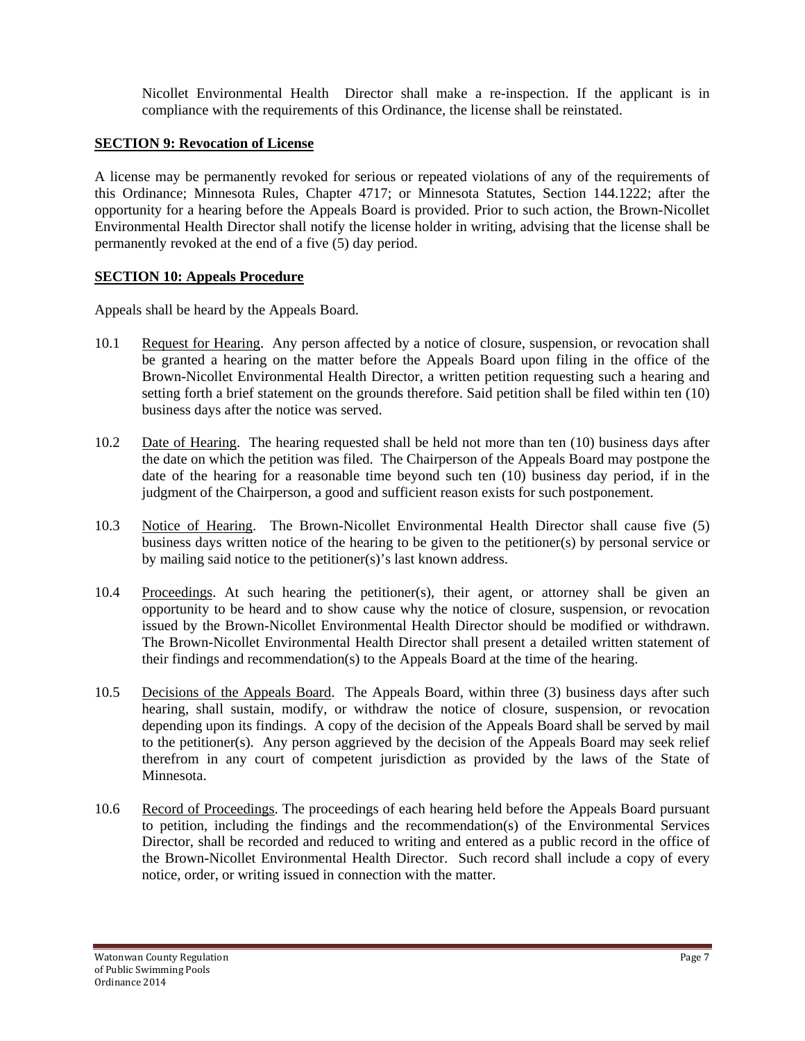Nicollet Environmental Health Director shall make a re-inspection. If the applicant is in compliance with the requirements of this Ordinance, the license shall be reinstated.

**SECTION 9: Revocation of License**

A license may be permanently revoked for serious or repeated violations of any of the requirements of this Ordinance; Minnesota Rules, Chapter 4717; or Minnesota Statutes, Section 144.1222; after the opportunity for a hearing before the Appeals Board is provided. Prior to such action, the Brown-Nicollet Environmental Health Director shall notify the license holder in writing, advising that the license shall be permanently revoked at the end of a five (5) day period.

**SECTION 10: Appeals Procedure**

Appeals shall be heard by the Appeals Board.

10.1 Request for Hearing. Any person affected by a notice of closure, suspension, or revocation shall be granted a hearing on the matter before the Appeals Board upon filing in the office of the Brown-Nicollet Environmental Health Director, a written petition requesting such a hearing and setting forth a brief statement on the grounds therefore. Said petition shall be filed within ten (10) business days after the notice was served.

10.2 Date of Hearing. The hearing requested shall be held not more than ten (10) business days after the date on which the petition was filed. The Chairperson of the Appeals Board may postpone the date of the hearing for a reasonable time beyond such ten (10) business day period, if in the judgment of the Chairperson, a good and sufficient reason exists for such postponement.

10.3 Notice of Hearing. The Brown-Nicollet Environmental Health Director shall cause five (5) business days written notice of the hearing to be given to the petitioner(s) by personal service or by mailing said notice to the petitioner(s)'s last known address.

10.4 Proceedings. At such hearing the petitioner(s), their agent, or attorney shall be given an opportunity to be heard and to show cause why the notice of closure, suspension, or revocation issued by the Brown-Nicollet Environmental Health Director should be modified or withdrawn. The Brown-Nicollet Environmental Health Director shall present a detailed written statement of their findings and recommendation(s) to the Appeals Board at the time of the hearing.

10.5 Decisions of the Appeals Board. The Appeals Board, within three (3) business days after such hearing, shall sustain, modify, or withdraw the notice of closure, suspension, or revocation depending upon its findings. A copy of the decision of the Appeals Board shall be served by mail to the petitioner(s). Any person aggrieved by the decision of the Appeals Board may seek relief therefrom in any court of competent jurisdiction as provided by the laws of the State of Minnesota.

10.6 Record of Proceedings. The proceedings of each hearing held before the Appeals Board pursuant to petition, including the findings and the recommendation(s) of the Environmental Services Director, shall be recorded and reduced to writing and entered as a public record in the office of the Brown-Nicollet Environmental Health Director. Such record shall include a copy of every notice, order, or writing issued in connection with the matter.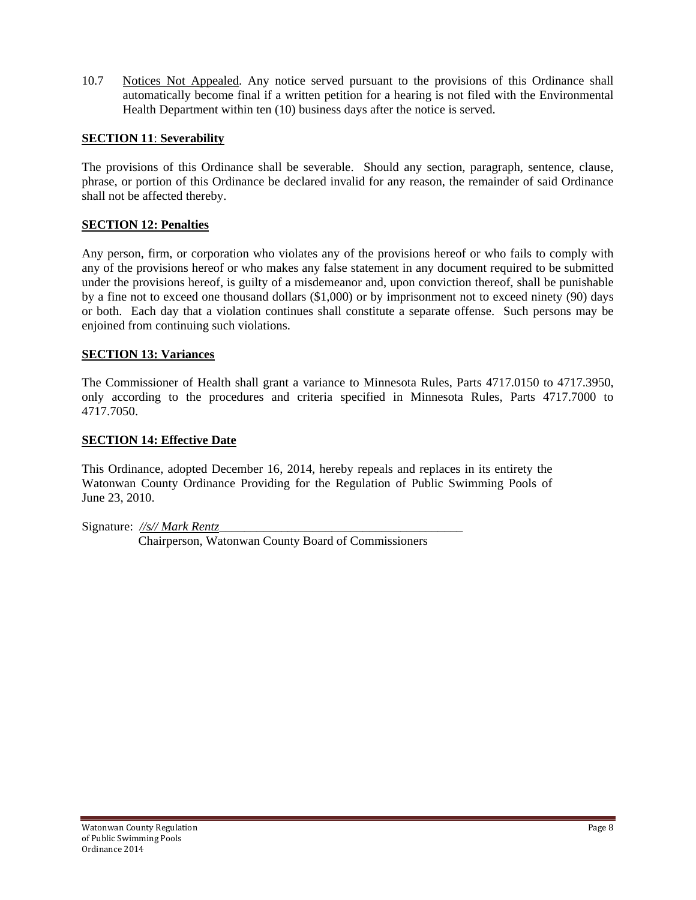10.7 Notices Not Appealed. Any notice served pursuant to the provisions of this Ordinance shall automatically become final if a written petition for a hearing is not filed with the Environmental Health Department within ten (10) business days after the notice is served.

## SECTION 11: Severability

The provisions of this Ordinance shall be severable. Should any section, paragraph, sentence, clause, phrase, or portion of this Ordinance be declared invalid for any reason, the remainder of said Ordinance shall not be affected thereby.

## SECTION 12: Penalties

Any person, firm, or corporation who violates any of the provisions hereof or who fails to comply with any of the provisions hereof or who makes any false statement in any document required to be submitted under the provisions hereof, is guilty of a misdemeanor and, upon conviction thereof, shall be punishable by a fine not to exceed one thousand dollars ($1,000) or by imprisonment not to exceed ninety (90) days or both. Each day that a violation continues shall constitute a separate offense. Such persons may be enjoined from continuing such violations.

## SECTION 13: Variances

The Commissioner of Health shall grant a variance to Minnesota Rules, Parts 4717.0150 to 4717.3950, only according to the procedures and criteria specified in Minnesota Rules, Parts 4717.7000 to 4717.7050.

## SECTION 14: Effective Date

This Ordinance, adopted December 16, 2014, hereby repeals and replaces in its entirety the Watonwan County Ordinance Providing for the Regulation of Public Swimming Pools of June 23, 2010.

Signature: *//s// Mark Rentz*________________________________________
Chairperson, Watonwan County Board of Commissioners